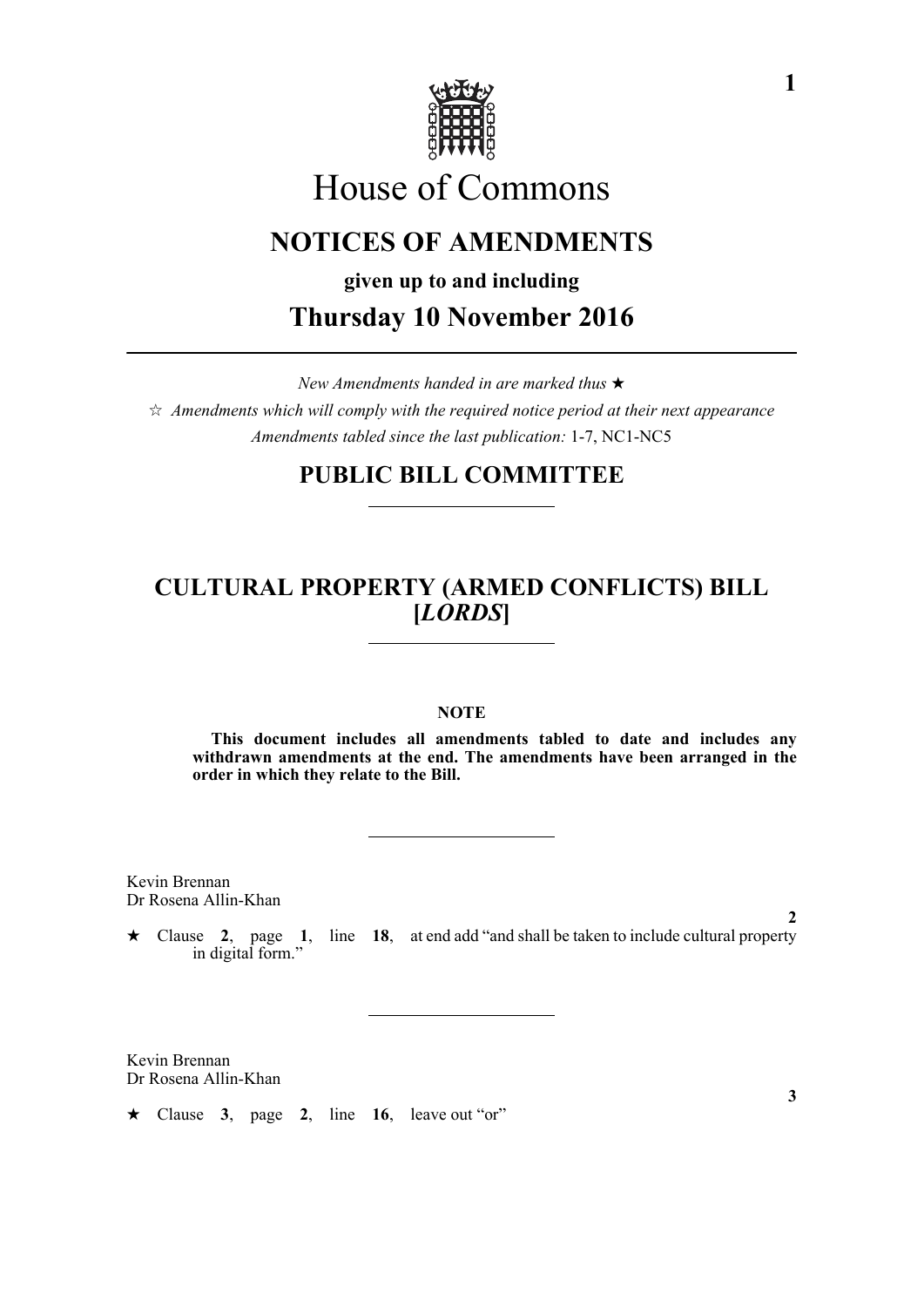# House of Commons

## NOTICES OF AMENDMENTS

**given up to and including**

## Thursday 10 November 2016

*New Amendments handed in are marked thus* ★

☆ *Amendments which will comply with the required notice period at their next appearance*

*Amendments tabled since the last publication:* 1-7, NC1-NC5

## PUBLIC BILL COMMITTEE

---

## CULTURAL PROPERTY (ARMED CONFLICTS) BILL [*LORDS*]

---

**NOTE**

**This document includes all amendments tabled to date and includes any withdrawn amendments at the end. The amendments have been arranged in the order in which they relate to the Bill.**

---

Kevin Brennan
Dr Rosena Allin-Khan

**2**

★ Clause **2**, page **1**, line **18**, at end add "and shall be taken to include cultural property in digital form."

---

Kevin Brennan
Dr Rosena Allin-Khan

**3**

★ Clause **3**, page **2**, line **16**, leave out "or"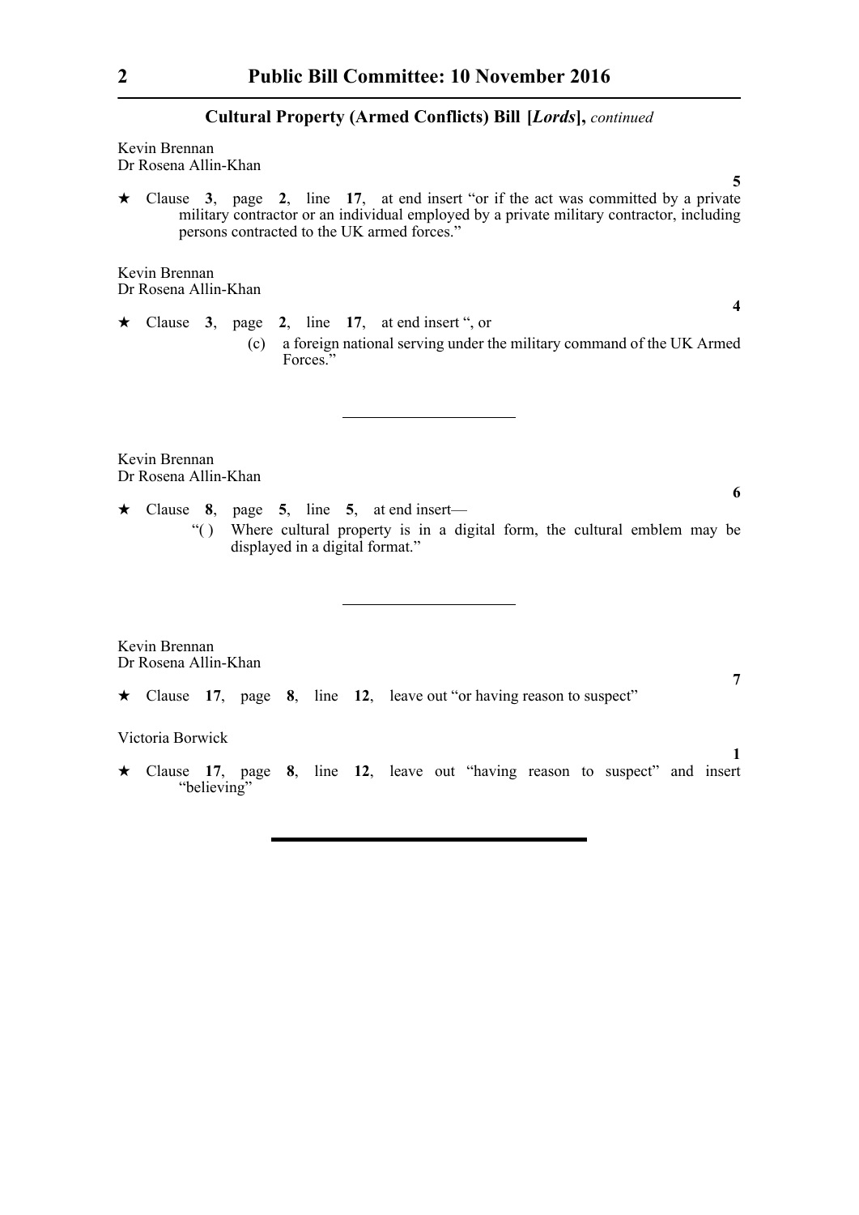**Cultural Property (Armed Conflicts) Bill [*Lords*],** *continued*

Kevin Brennan
Dr Rosena Allin-Khan

**5**

★ Clause **3**, page **2**, line **17**, at end insert "or if the act was committed by a private military contractor or an individual employed by a private military contractor, including persons contracted to the UK armed forces."

Kevin Brennan
Dr Rosena Allin-Khan

**4**

★ Clause **3**, page **2**, line **17**, at end insert ", or

(c) a foreign national serving under the military command of the UK Armed Forces."

---

Kevin Brennan
Dr Rosena Allin-Khan

**6**

★ Clause **8**, page **5**, line **5**, at end insert—

"( ) Where cultural property is in a digital form, the cultural emblem may be displayed in a digital format."

---

Kevin Brennan
Dr Rosena Allin-Khan

**7**

★ Clause **17**, page **8**, line **12**, leave out "or having reason to suspect"

Victoria Borwick

**1**

★ Clause **17**, page **8**, line **12**, leave out "having reason to suspect" and insert "believing"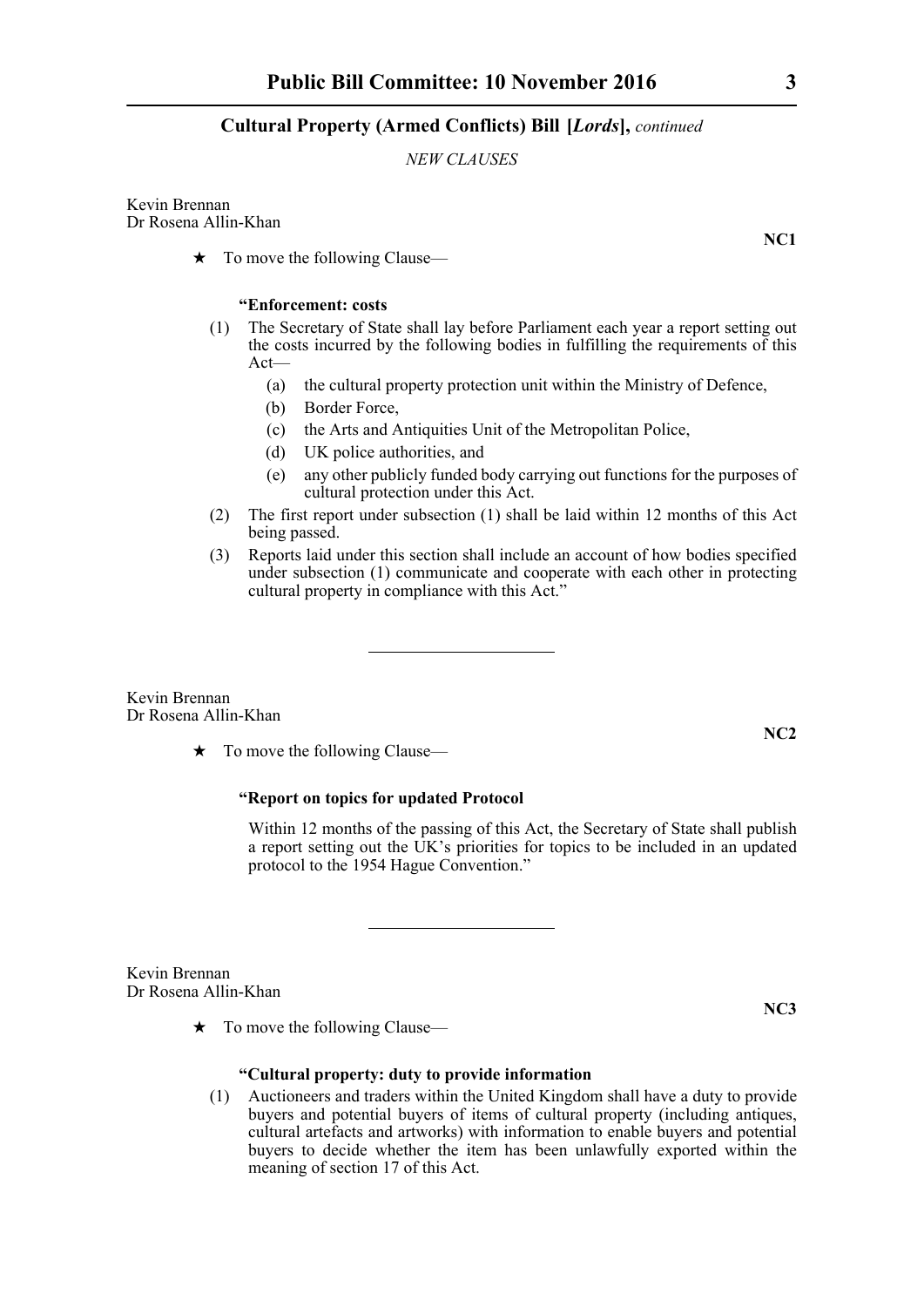**Cultural Property (Armed Conflicts) Bill [*Lords*],** *continued*

*NEW CLAUSES*

Kevin Brennan
Dr Rosena Allin-Khan

**NC1**

★ To move the following Clause—

**"Enforcement: costs**

(1) The Secretary of State shall lay before Parliament each year a report setting out the costs incurred by the following bodies in fulfilling the requirements of this Act—

   (a) the cultural property protection unit within the Ministry of Defence,

   (b) Border Force,

   (c) the Arts and Antiquities Unit of the Metropolitan Police,

   (d) UK police authorities, and

   (e) any other publicly funded body carrying out functions for the purposes of cultural protection under this Act.

(2) The first report under subsection (1) shall be laid within 12 months of this Act being passed.

(3) Reports laid under this section shall include an account of how bodies specified under subsection (1) communicate and cooperate with each other in protecting cultural property in compliance with this Act."

---

Kevin Brennan
Dr Rosena Allin-Khan

**NC2**

★ To move the following Clause—

**"Report on topics for updated Protocol**

Within 12 months of the passing of this Act, the Secretary of State shall publish a report setting out the UK's priorities for topics to be included in an updated protocol to the 1954 Hague Convention."

---

Kevin Brennan
Dr Rosena Allin-Khan

**NC3**

★ To move the following Clause—

**"Cultural property: duty to provide information**

(1) Auctioneers and traders within the United Kingdom shall have a duty to provide buyers and potential buyers of items of cultural property (including antiques, cultural artefacts and artworks) with information to enable buyers and potential buyers to decide whether the item has been unlawfully exported within the meaning of section 17 of this Act.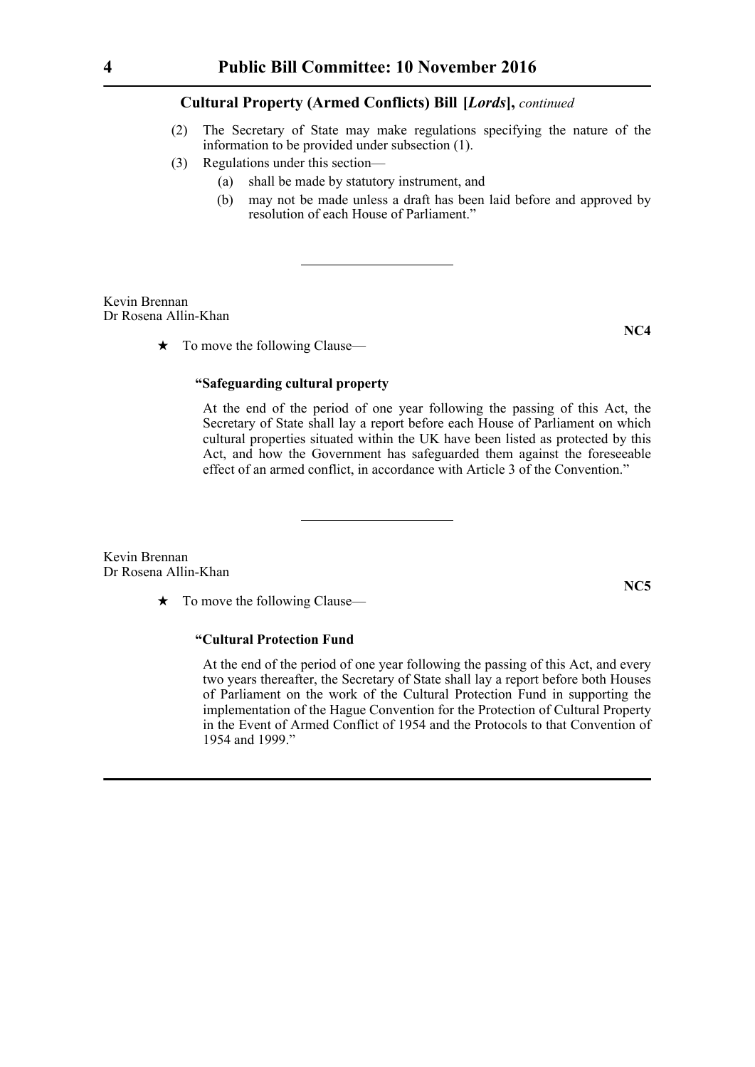(2) The Secretary of State may make regulations specifying the nature of the information to be provided under subsection (1).

(3) Regulations under this section—

  (a) shall be made by statutory instrument, and

  (b) may not be made unless a draft has been laid before and approved by resolution of each House of Parliament."

---

Kevin Brennan
Dr Rosena Allin-Khan

**NC4**

★ To move the following Clause—

**"Safeguarding cultural property**

At the end of the period of one year following the passing of this Act, the Secretary of State shall lay a report before each House of Parliament on which cultural properties situated within the UK have been listed as protected by this Act, and how the Government has safeguarded them against the foreseeable effect of an armed conflict, in accordance with Article 3 of the Convention."

---

Kevin Brennan
Dr Rosena Allin-Khan

**NC5**

★ To move the following Clause—

**"Cultural Protection Fund**

At the end of the period of one year following the passing of this Act, and every two years thereafter, the Secretary of State shall lay a report before both Houses of Parliament on the work of the Cultural Protection Fund in supporting the implementation of the Hague Convention for the Protection of Cultural Property in the Event of Armed Conflict of 1954 and the Protocols to that Convention of 1954 and 1999."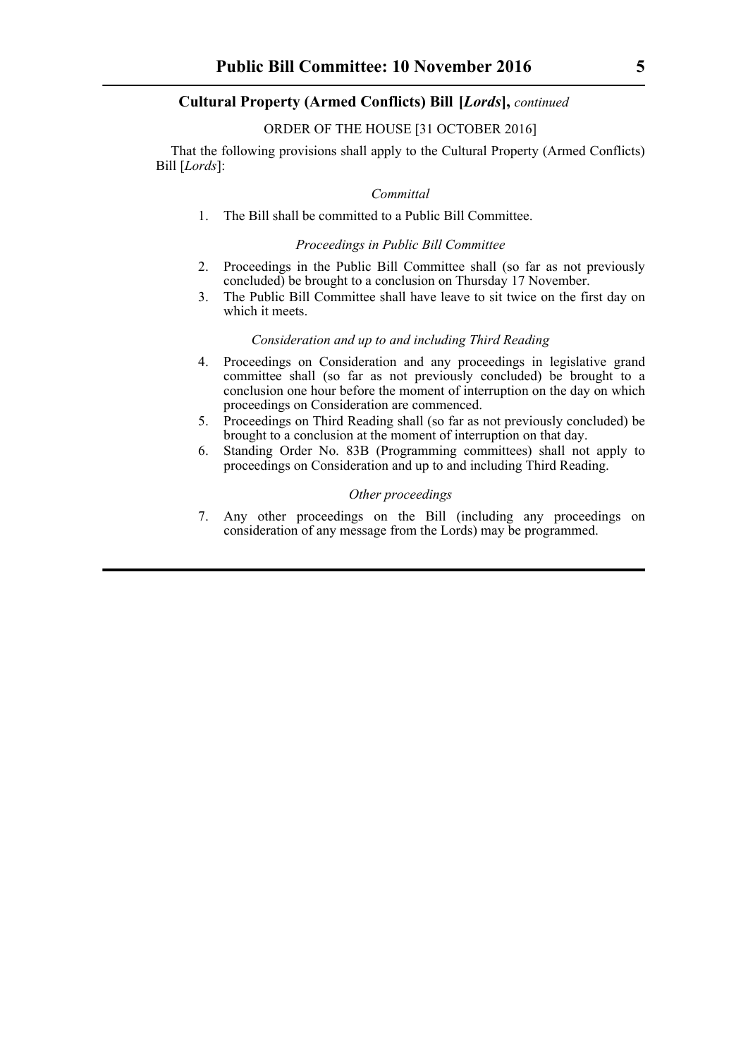## Cultural Property (Armed Conflicts) Bill [*Lords*], *continued*

ORDER OF THE HOUSE [31 OCTOBER 2016]

That the following provisions shall apply to the Cultural Property (Armed Conflicts) Bill [*Lords*]:

*Committal*

1. The Bill shall be committed to a Public Bill Committee.

*Proceedings in Public Bill Committee*

2. Proceedings in the Public Bill Committee shall (so far as not previously concluded) be brought to a conclusion on Thursday 17 November.
3. The Public Bill Committee shall have leave to sit twice on the first day on which it meets.

*Consideration and up to and including Third Reading*

4. Proceedings on Consideration and any proceedings in legislative grand committee shall (so far as not previously concluded) be brought to a conclusion one hour before the moment of interruption on the day on which proceedings on Consideration are commenced.
5. Proceedings on Third Reading shall (so far as not previously concluded) be brought to a conclusion at the moment of interruption on that day.
6. Standing Order No. 83B (Programming committees) shall not apply to proceedings on Consideration and up to and including Third Reading.

*Other proceedings*

7. Any other proceedings on the Bill (including any proceedings on consideration of any message from the Lords) may be programmed.